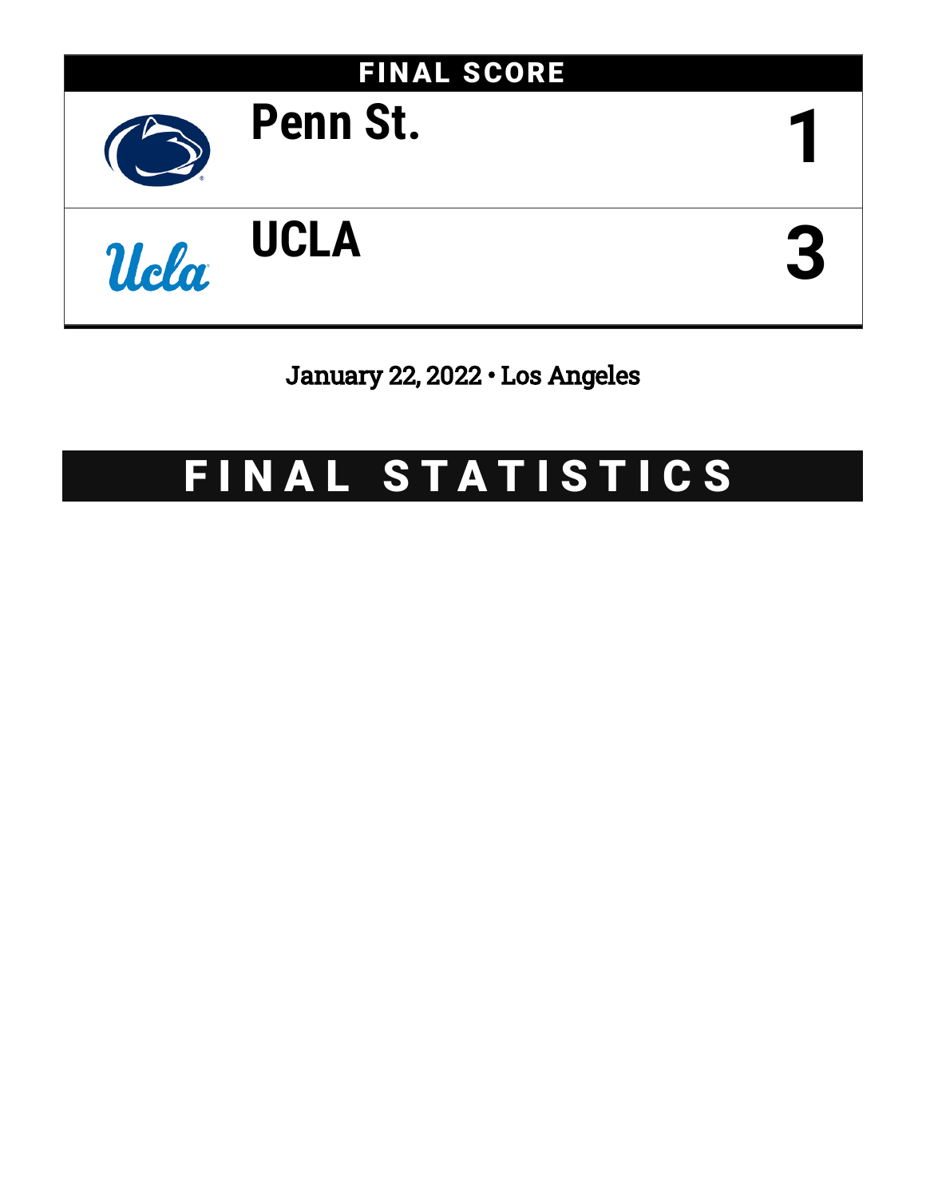## FINAL SCORE

| Team | Score |
|---|---|
| Penn St. | 1 |
| UCLA | 3 |

January 22, 2022 • Los Angeles

# FINAL STATISTICS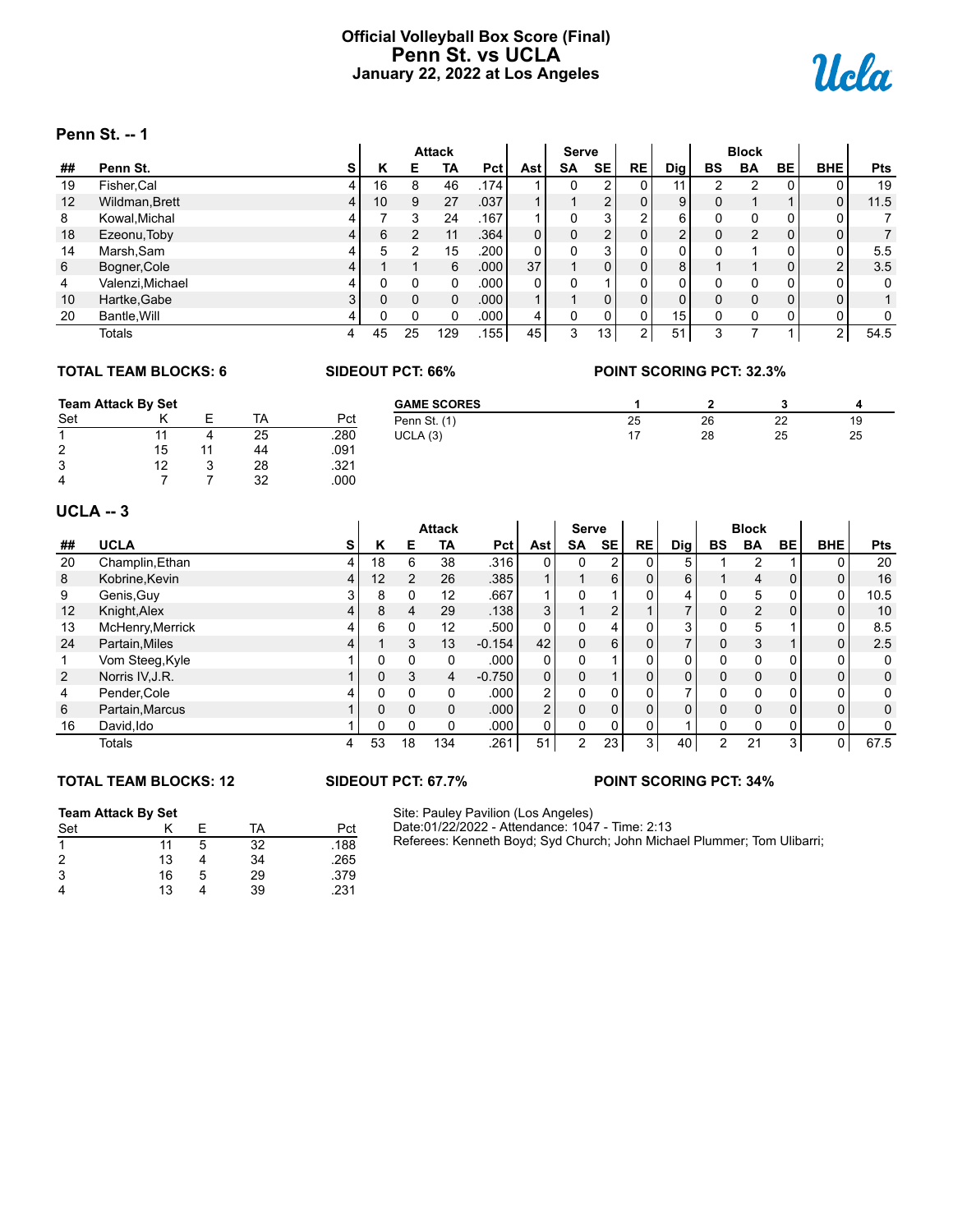# Official Volleyball Box Score (Final)
## Penn St. vs UCLA
### January 22, 2022 at Los Angeles

### Penn St. -- 1

| | | | Attack | | | | | Serve | | | | Block | | | | |
|---|---|---|---|---|---|---|---|---|---|---|---|---|---|---|---|---|
| ## | Penn St. | S | K | E | TA | Pct | Ast | SA | SE | RE | Dig | BS | BA | BE | BHE | Pts |
| 19 | Fisher,Cal | 4 | 16 | 8 | 46 | .174 | 1 | 0 | 2 | 0 | 11 | 2 | 2 | 0 | 0 | 19 |
| 12 | Wildman,Brett | 4 | 10 | 9 | 27 | .037 | 1 | 1 | 2 | 0 | 9 | 0 | 1 | 1 | 0 | 11.5 |
| 8 | Kowal,Michal | 4 | 7 | 3 | 24 | .167 | 1 | 0 | 3 | 2 | 6 | 0 | 0 | 0 | 0 | 7 |
| 18 | Ezeonu,Toby | 4 | 6 | 2 | 11 | .364 | 0 | 0 | 2 | 0 | 2 | 0 | 2 | 0 | 0 | 7 |
| 14 | Marsh,Sam | 4 | 5 | 2 | 15 | .200 | 0 | 0 | 3 | 0 | 0 | 0 | 1 | 0 | 0 | 5.5 |
| 6 | Bogner,Cole | 4 | 1 | 1 | 6 | .000 | 37 | 1 | 0 | 0 | 8 | 1 | 1 | 0 | 2 | 3.5 |
| 4 | Valenzi,Michael | 4 | 0 | 0 | 0 | .000 | 0 | 0 | 1 | 0 | 0 | 0 | 0 | 0 | 0 | 0 |
| 10 | Hartke,Gabe | 3 | 0 | 0 | 0 | .000 | 1 | 1 | 0 | 0 | 0 | 0 | 0 | 0 | 0 | 1 |
| 20 | Bantle,Will | 4 | 0 | 0 | 0 | .000 | 4 | 0 | 0 | 0 | 15 | 0 | 0 | 0 | 0 | 0 |
| | Totals | 4 | 45 | 25 | 129 | .155 | 45 | 3 | 13 | 2 | 51 | 3 | 7 | 1 | 2 | 54.5 |

**TOTAL TEAM BLOCKS: 6** **SIDEOUT PCT: 66%** **POINT SCORING PCT: 32.3%**

**Team Attack By Set**

| Set | K | E | TA | Pct |
|---|---|---|---|---|
| 1 | 11 | 4 | 25 | .280 |
| 2 | 15 | 11 | 44 | .091 |
| 3 | 12 | 3 | 28 | .321 |
| 4 | 7 | 7 | 32 | .000 |

| GAME SCORES | 1 | 2 | 3 | 4 |
|---|---|---|---|---|
| Penn St. (1) | 25 | 26 | 22 | 19 |
| UCLA (3) | 17 | 28 | 25 | 25 |

### UCLA -- 3

| | | | Attack | | | | | Serve | | | | Block | | | | |
|---|---|---|---|---|---|---|---|---|---|---|---|---|---|---|---|---|
| ## | UCLA | S | K | E | TA | Pct | Ast | SA | SE | RE | Dig | BS | BA | BE | BHE | Pts |
| 20 | Champlin,Ethan | 4 | 18 | 6 | 38 | .316 | 0 | 0 | 2 | 0 | 5 | 1 | 2 | 1 | 0 | 20 |
| 8 | Kobrine,Kevin | 4 | 12 | 2 | 26 | .385 | 1 | 1 | 6 | 0 | 6 | 1 | 4 | 0 | 0 | 16 |
| 9 | Genis,Guy | 3 | 8 | 0 | 12 | .667 | 1 | 0 | 1 | 0 | 4 | 0 | 5 | 0 | 0 | 10.5 |
| 12 | Knight,Alex | 4 | 8 | 4 | 29 | .138 | 3 | 1 | 2 | 1 | 7 | 0 | 2 | 0 | 0 | 10 |
| 13 | McHenry,Merrick | 4 | 6 | 0 | 12 | .500 | 0 | 0 | 4 | 0 | 3 | 0 | 5 | 1 | 0 | 8.5 |
| 24 | Partain,Miles | 4 | 1 | 3 | 13 | -0.154 | 42 | 0 | 6 | 0 | 7 | 0 | 3 | 1 | 0 | 2.5 |
| 1 | Vom Steeg,Kyle | 1 | 0 | 0 | 0 | .000 | 0 | 0 | 1 | 0 | 0 | 0 | 0 | 0 | 0 | 0 |
| 2 | Norris IV,J.R. | 1 | 0 | 3 | 4 | -0.750 | 0 | 0 | 1 | 0 | 0 | 0 | 0 | 0 | 0 | 0 |
| 4 | Pender,Cole | 4 | 0 | 0 | 0 | .000 | 2 | 0 | 0 | 0 | 7 | 0 | 0 | 0 | 0 | 0 |
| 6 | Partain,Marcus | 1 | 0 | 0 | 0 | .000 | 2 | 0 | 0 | 0 | 0 | 0 | 0 | 0 | 0 | 0 |
| 16 | David,Ido | 1 | 0 | 0 | 0 | .000 | 0 | 0 | 0 | 0 | 1 | 0 | 0 | 0 | 0 | 0 |
| | Totals | 4 | 53 | 18 | 134 | .261 | 51 | 2 | 23 | 3 | 40 | 2 | 21 | 3 | 0 | 67.5 |

**TOTAL TEAM BLOCKS: 12** **SIDEOUT PCT: 67.7%** **POINT SCORING PCT: 34%**

**Team Attack By Set**

| Set | K | E | TA | Pct |
|---|---|---|---|---|
| 1 | 11 | 5 | 32 | .188 |
| 2 | 13 | 4 | 34 | .265 |
| 3 | 16 | 5 | 29 | .379 |
| 4 | 13 | 4 | 39 | .231 |

Site: Pauley Pavilion (Los Angeles)
Date:01/22/2022 - Attendance: 1047 - Time: 2:13
Referees: Kenneth Boyd; Syd Church; John Michael Plummer; Tom Ulibarri;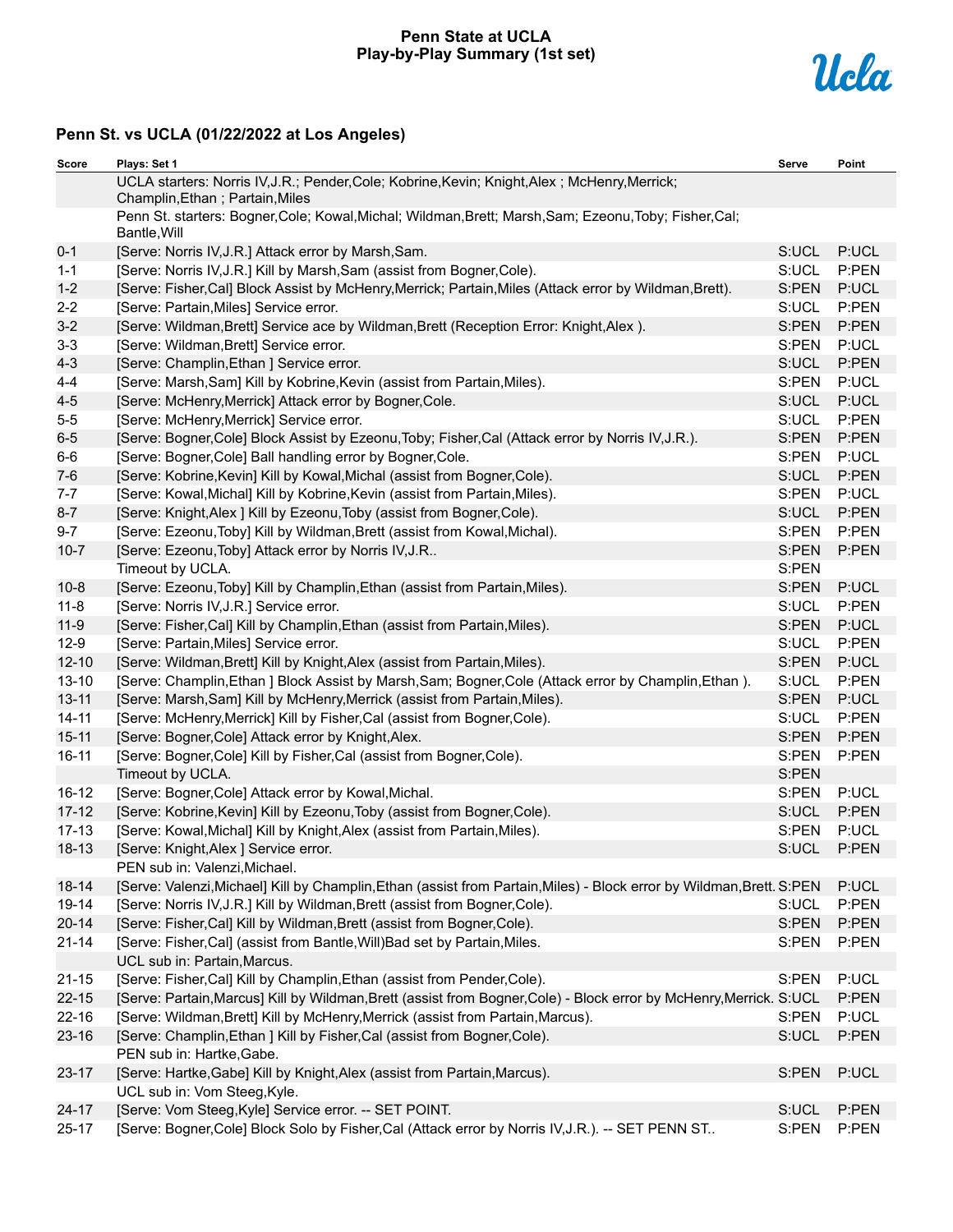# Penn State at UCLA
## Play-by-Play Summary (1st set)

### Penn St. vs UCLA (01/22/2022 at Los Angeles)

| Score | Plays: Set 1 | Serve | Point |
|---|---|---|---|
| | UCLA starters: Norris IV,J.R.; Pender,Cole; Kobrine,Kevin; Knight,Alex ; McHenry,Merrick; Champlin,Ethan ; Partain,Miles | | |
| | Penn St. starters: Bogner,Cole; Kowal,Michal; Wildman,Brett; Marsh,Sam; Ezeonu,Toby; Fisher,Cal; Bantle,Will | | |
| 0-1 | [Serve: Norris IV,J.R.] Attack error by Marsh,Sam. | S:UCL | P:UCL |
| 1-1 | [Serve: Norris IV,J.R.] Kill by Marsh,Sam (assist from Bogner,Cole). | S:UCL | P:PEN |
| 1-2 | [Serve: Fisher,Cal] Block Assist by McHenry,Merrick; Partain,Miles (Attack error by Wildman,Brett). | S:PEN | P:UCL |
| 2-2 | [Serve: Partain,Miles] Service error. | S:UCL | P:PEN |
| 3-2 | [Serve: Wildman,Brett] Service ace by Wildman,Brett (Reception Error: Knight,Alex ). | S:PEN | P:PEN |
| 3-3 | [Serve: Wildman,Brett] Service error. | S:PEN | P:UCL |
| 4-3 | [Serve: Champlin,Ethan ] Service error. | S:UCL | P:PEN |
| 4-4 | [Serve: Marsh,Sam] Kill by Kobrine,Kevin (assist from Partain,Miles). | S:PEN | P:UCL |
| 4-5 | [Serve: McHenry,Merrick] Attack error by Bogner,Cole. | S:UCL | P:UCL |
| 5-5 | [Serve: McHenry,Merrick] Service error. | S:UCL | P:PEN |
| 6-5 | [Serve: Bogner,Cole] Block Assist by Ezeonu,Toby; Fisher,Cal (Attack error by Norris IV,J.R.). | S:PEN | P:PEN |
| 6-6 | [Serve: Bogner,Cole] Ball handling error by Bogner,Cole. | S:PEN | P:UCL |
| 7-6 | [Serve: Kobrine,Kevin] Kill by Kowal,Michal (assist from Bogner,Cole). | S:UCL | P:PEN |
| 7-7 | [Serve: Kowal,Michal] Kill by Kobrine,Kevin (assist from Partain,Miles). | S:PEN | P:UCL |
| 8-7 | [Serve: Knight,Alex ] Kill by Ezeonu,Toby (assist from Bogner,Cole). | S:UCL | P:PEN |
| 9-7 | [Serve: Ezeonu,Toby] Kill by Wildman,Brett (assist from Kowal,Michal). | S:PEN | P:PEN |
| 10-7 | [Serve: Ezeonu,Toby] Attack error by Norris IV,J.R.. | S:PEN | P:PEN |
| | Timeout by UCLA. | S:PEN | |
| 10-8 | [Serve: Ezeonu,Toby] Kill by Champlin,Ethan (assist from Partain,Miles). | S:PEN | P:UCL |
| 11-8 | [Serve: Norris IV,J.R.] Service error. | S:UCL | P:PEN |
| 11-9 | [Serve: Fisher,Cal] Kill by Champlin,Ethan (assist from Partain,Miles). | S:PEN | P:UCL |
| 12-9 | [Serve: Partain,Miles] Service error. | S:UCL | P:PEN |
| 12-10 | [Serve: Wildman,Brett] Kill by Knight,Alex (assist from Partain,Miles). | S:PEN | P:UCL |
| 13-10 | [Serve: Champlin,Ethan ] Block Assist by Marsh,Sam; Bogner,Cole (Attack error by Champlin,Ethan ). | S:UCL | P:PEN |
| 13-11 | [Serve: Marsh,Sam] Kill by McHenry,Merrick (assist from Partain,Miles). | S:PEN | P:UCL |
| 14-11 | [Serve: McHenry,Merrick] Kill by Fisher,Cal (assist from Bogner,Cole). | S:UCL | P:PEN |
| 15-11 | [Serve: Bogner,Cole] Attack error by Knight,Alex. | S:PEN | P:PEN |
| 16-11 | [Serve: Bogner,Cole] Kill by Fisher,Cal (assist from Bogner,Cole). | S:PEN | P:PEN |
| | Timeout by UCLA. | S:PEN | |
| 16-12 | [Serve: Bogner,Cole] Attack error by Kowal,Michal. | S:PEN | P:UCL |
| 17-12 | [Serve: Kobrine,Kevin] Kill by Ezeonu,Toby (assist from Bogner,Cole). | S:UCL | P:PEN |
| 17-13 | [Serve: Kowal,Michal] Kill by Knight,Alex (assist from Partain,Miles). | S:PEN | P:UCL |
| 18-13 | [Serve: Knight,Alex ] Service error. | S:UCL | P:PEN |
| | PEN sub in: Valenzi,Michael. | | |
| 18-14 | [Serve: Valenzi,Michael] Kill by Champlin,Ethan (assist from Partain,Miles) - Block error by Wildman,Brett. | S:PEN | P:UCL |
| 19-14 | [Serve: Norris IV,J.R.] Kill by Wildman,Brett (assist from Bogner,Cole). | S:UCL | P:PEN |
| 20-14 | [Serve: Fisher,Cal] Kill by Wildman,Brett (assist from Bogner,Cole). | S:PEN | P:PEN |
| 21-14 | [Serve: Fisher,Cal] (assist from Bantle,Will)Bad set by Partain,Miles. | S:PEN | P:PEN |
| | UCL sub in: Partain,Marcus. | | |
| 21-15 | [Serve: Fisher,Cal] Kill by Champlin,Ethan (assist from Pender,Cole). | S:PEN | P:UCL |
| 22-15 | [Serve: Partain,Marcus] Kill by Wildman,Brett (assist from Bogner,Cole) - Block error by McHenry,Merrick. | S:UCL | P:PEN |
| 22-16 | [Serve: Wildman,Brett] Kill by McHenry,Merrick (assist from Partain,Marcus). | S:PEN | P:UCL |
| 23-16 | [Serve: Champlin,Ethan ] Kill by Fisher,Cal (assist from Bogner,Cole). | S:UCL | P:PEN |
| | PEN sub in: Hartke,Gabe. | | |
| 23-17 | [Serve: Hartke,Gabe] Kill by Knight,Alex (assist from Partain,Marcus). | S:PEN | P:UCL |
| | UCL sub in: Vom Steeg,Kyle. | | |
| 24-17 | [Serve: Vom Steeg,Kyle] Service error. -- SET POINT. | S:UCL | P:PEN |
| 25-17 | [Serve: Bogner,Cole] Block Solo by Fisher,Cal (Attack error by Norris IV,J.R.). -- SET PENN ST.. | S:PEN | P:PEN |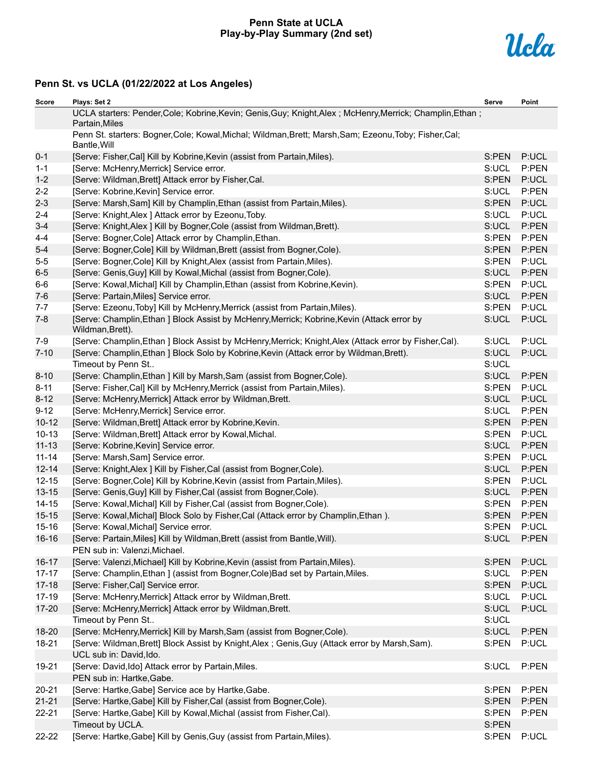# Penn State at UCLA
## Play-by-Play Summary (2nd set)

### Penn St. vs UCLA (01/22/2022 at Los Angeles)

| Score | Plays: Set 2 | Serve | Point |
|---|---|---|---|
| | UCLA starters: Pender,Cole; Kobrine,Kevin; Genis,Guy; Knight,Alex ; McHenry,Merrick; Champlin,Ethan ; Partain,Miles | | |
| | Penn St. starters: Bogner,Cole; Kowal,Michal; Wildman,Brett; Marsh,Sam; Ezeonu,Toby; Fisher,Cal; Bantle,Will | | |
| 0-1 | [Serve: Fisher,Cal] Kill by Kobrine,Kevin (assist from Partain,Miles). | S:PEN | P:UCL |
| 1-1 | [Serve: McHenry,Merrick] Service error. | S:UCL | P:PEN |
| 1-2 | [Serve: Wildman,Brett] Attack error by Fisher,Cal. | S:PEN | P:UCL |
| 2-2 | [Serve: Kobrine,Kevin] Service error. | S:UCL | P:PEN |
| 2-3 | [Serve: Marsh,Sam] Kill by Champlin,Ethan (assist from Partain,Miles). | S:PEN | P:UCL |
| 2-4 | [Serve: Knight,Alex ] Attack error by Ezeonu,Toby. | S:UCL | P:UCL |
| 3-4 | [Serve: Knight,Alex ] Kill by Bogner,Cole (assist from Wildman,Brett). | S:UCL | P:PEN |
| 4-4 | [Serve: Bogner,Cole] Attack error by Champlin,Ethan. | S:PEN | P:PEN |
| 5-4 | [Serve: Bogner,Cole] Kill by Wildman,Brett (assist from Bogner,Cole). | S:PEN | P:PEN |
| 5-5 | [Serve: Bogner,Cole] Kill by Knight,Alex (assist from Partain,Miles). | S:PEN | P:UCL |
| 6-5 | [Serve: Genis,Guy] Kill by Kowal,Michal (assist from Bogner,Cole). | S:UCL | P:PEN |
| 6-6 | [Serve: Kowal,Michal] Kill by Champlin,Ethan (assist from Kobrine,Kevin). | S:PEN | P:UCL |
| 7-6 | [Serve: Partain,Miles] Service error. | S:UCL | P:PEN |
| 7-7 | [Serve: Ezeonu,Toby] Kill by McHenry,Merrick (assist from Partain,Miles). | S:PEN | P:UCL |
| 7-8 | [Serve: Champlin,Ethan ] Block Assist by McHenry,Merrick; Kobrine,Kevin (Attack error by Wildman,Brett). | S:UCL | P:UCL |
| 7-9 | [Serve: Champlin,Ethan ] Block Assist by McHenry,Merrick; Knight,Alex (Attack error by Fisher,Cal). | S:UCL | P:UCL |
| 7-10 | [Serve: Champlin,Ethan ] Block Solo by Kobrine,Kevin (Attack error by Wildman,Brett). | S:UCL | P:UCL |
| | Timeout by Penn St.. | S:UCL | |
| 8-10 | [Serve: Champlin,Ethan ] Kill by Marsh,Sam (assist from Bogner,Cole). | S:UCL | P:PEN |
| 8-11 | [Serve: Fisher,Cal] Kill by McHenry,Merrick (assist from Partain,Miles). | S:PEN | P:UCL |
| 8-12 | [Serve: McHenry,Merrick] Attack error by Wildman,Brett. | S:UCL | P:UCL |
| 9-12 | [Serve: McHenry,Merrick] Service error. | S:UCL | P:PEN |
| 10-12 | [Serve: Wildman,Brett] Attack error by Kobrine,Kevin. | S:PEN | P:PEN |
| 10-13 | [Serve: Wildman,Brett] Attack error by Kowal,Michal. | S:PEN | P:UCL |
| 11-13 | [Serve: Kobrine,Kevin] Service error. | S:UCL | P:PEN |
| 11-14 | [Serve: Marsh,Sam] Service error. | S:PEN | P:UCL |
| 12-14 | [Serve: Knight,Alex ] Kill by Fisher,Cal (assist from Bogner,Cole). | S:UCL | P:PEN |
| 12-15 | [Serve: Bogner,Cole] Kill by Kobrine,Kevin (assist from Partain,Miles). | S:PEN | P:UCL |
| 13-15 | [Serve: Genis,Guy] Kill by Fisher,Cal (assist from Bogner,Cole). | S:UCL | P:PEN |
| 14-15 | [Serve: Kowal,Michal] Kill by Fisher,Cal (assist from Bogner,Cole). | S:PEN | P:PEN |
| 15-15 | [Serve: Kowal,Michal] Block Solo by Fisher,Cal (Attack error by Champlin,Ethan ). | S:PEN | P:PEN |
| 15-16 | [Serve: Kowal,Michal] Service error. | S:PEN | P:UCL |
| 16-16 | [Serve: Partain,Miles] Kill by Wildman,Brett (assist from Bantle,Will). | S:UCL | P:PEN |
| | PEN sub in: Valenzi,Michael. | | |
| 16-17 | [Serve: Valenzi,Michael] Kill by Kobrine,Kevin (assist from Partain,Miles). | S:PEN | P:UCL |
| 17-17 | [Serve: Champlin,Ethan ] (assist from Bogner,Cole)Bad set by Partain,Miles. | S:UCL | P:PEN |
| 17-18 | [Serve: Fisher,Cal] Service error. | S:PEN | P:UCL |
| 17-19 | [Serve: McHenry,Merrick] Attack error by Wildman,Brett. | S:UCL | P:UCL |
| 17-20 | [Serve: McHenry,Merrick] Attack error by Wildman,Brett. | S:UCL | P:UCL |
| | Timeout by Penn St.. | S:UCL | |
| 18-20 | [Serve: McHenry,Merrick] Kill by Marsh,Sam (assist from Bogner,Cole). | S:UCL | P:PEN |
| 18-21 | [Serve: Wildman,Brett] Block Assist by Knight,Alex ; Genis,Guy (Attack error by Marsh,Sam). | S:PEN | P:UCL |
| | UCL sub in: David,Ido. | | |
| 19-21 | [Serve: David,Ido] Attack error by Partain,Miles. | S:UCL | P:PEN |
| | PEN sub in: Hartke,Gabe. | | |
| 20-21 | [Serve: Hartke,Gabe] Service ace by Hartke,Gabe. | S:PEN | P:PEN |
| 21-21 | [Serve: Hartke,Gabe] Kill by Fisher,Cal (assist from Bogner,Cole). | S:PEN | P:PEN |
| 22-21 | [Serve: Hartke,Gabe] Kill by Kowal,Michal (assist from Fisher,Cal). | S:PEN | P:PEN |
| | Timeout by UCLA. | S:PEN | |
| 22-22 | [Serve: Hartke,Gabe] Kill by Genis,Guy (assist from Partain,Miles). | S:PEN | P:UCL |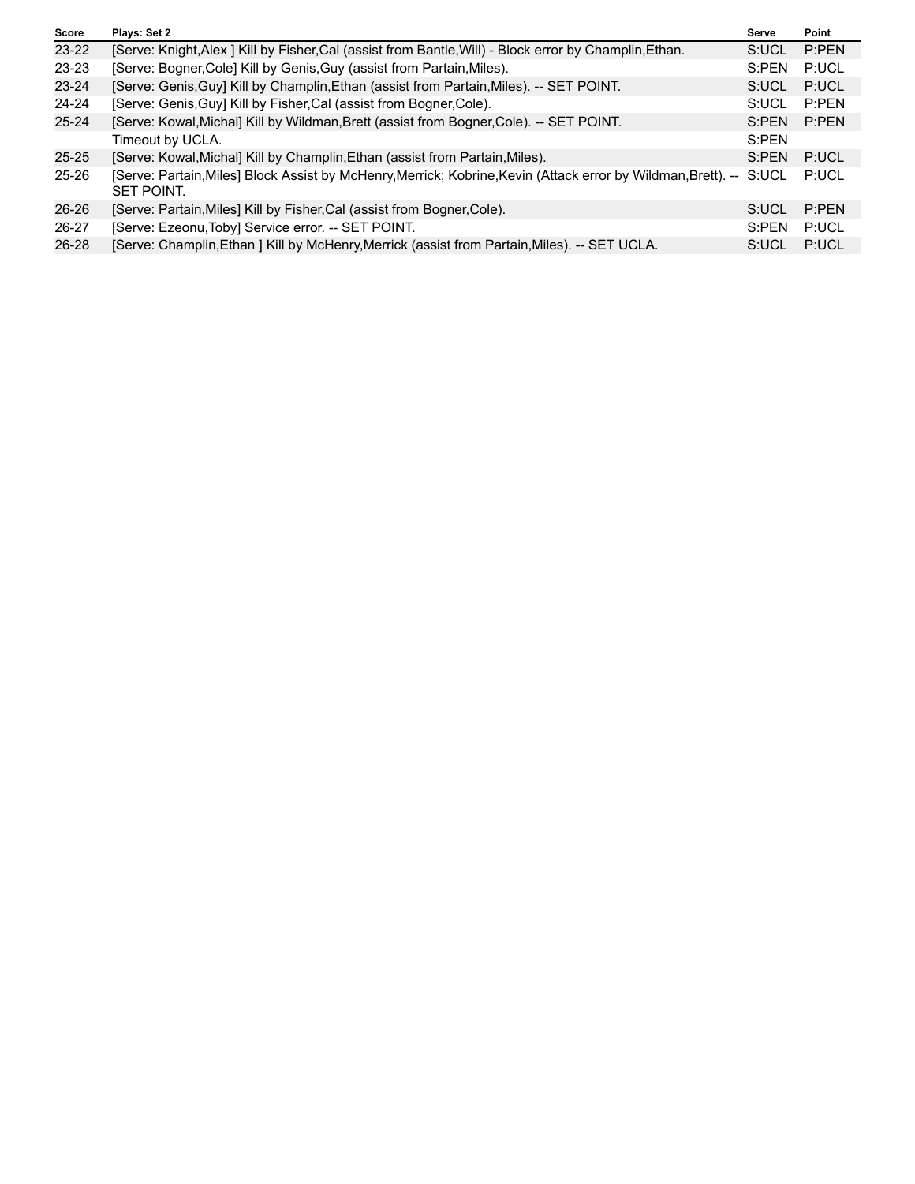| Score | Plays: Set 2 | Serve | Point |
| --- | --- | --- | --- |
| 23-22 | [Serve: Knight,Alex ] Kill by Fisher,Cal (assist from Bantle,Will) - Block error by Champlin,Ethan. | S:UCL | P:PEN |
| 23-23 | [Serve: Bogner,Cole] Kill by Genis,Guy (assist from Partain,Miles). | S:PEN | P:UCL |
| 23-24 | [Serve: Genis,Guy] Kill by Champlin,Ethan (assist from Partain,Miles). -- SET POINT. | S:UCL | P:UCL |
| 24-24 | [Serve: Genis,Guy] Kill by Fisher,Cal (assist from Bogner,Cole). | S:UCL | P:PEN |
| 25-24 | [Serve: Kowal,Michal] Kill by Wildman,Brett (assist from Bogner,Cole). -- SET POINT. | S:PEN | P:PEN |
| | Timeout by UCLA. | S:PEN | |
| 25-25 | [Serve: Kowal,Michal] Kill by Champlin,Ethan (assist from Partain,Miles). | S:PEN | P:UCL |
| 25-26 | [Serve: Partain,Miles] Block Assist by McHenry,Merrick; Kobrine,Kevin (Attack error by Wildman,Brett). -- SET POINT. | S:UCL | P:UCL |
| 26-26 | [Serve: Partain,Miles] Kill by Fisher,Cal (assist from Bogner,Cole). | S:UCL | P:PEN |
| 26-27 | [Serve: Ezeonu,Toby] Service error. -- SET POINT. | S:PEN | P:UCL |
| 26-28 | [Serve: Champlin,Ethan ] Kill by McHenry,Merrick (assist from Partain,Miles). -- SET UCLA. | S:UCL | P:UCL |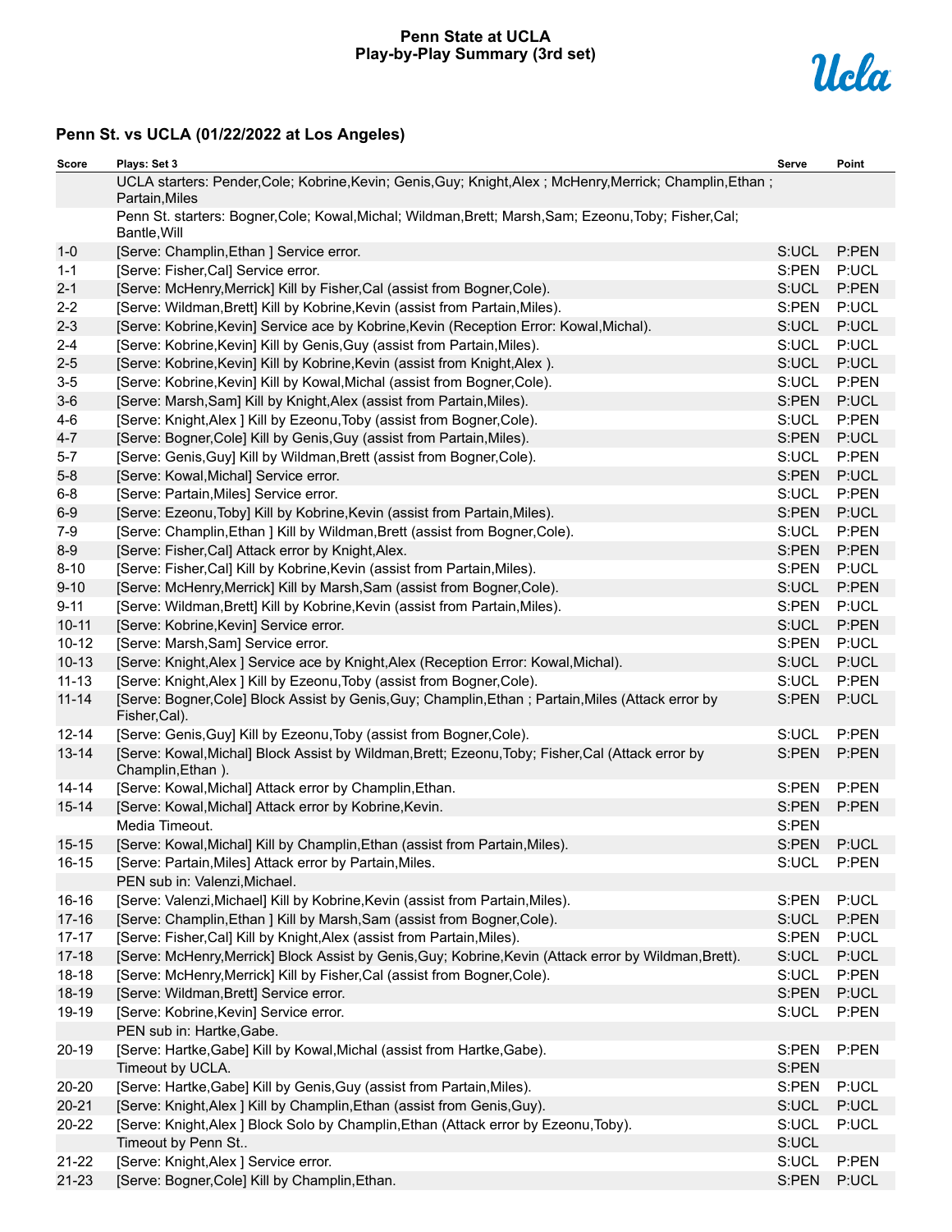# Penn State at UCLA
## Play-by-Play Summary (3rd set)

### Penn St. vs UCLA (01/22/2022 at Los Angeles)

| Score | Plays: Set 3 | Serve | Point |
|---|---|---|---|
| | UCLA starters: Pender,Cole; Kobrine,Kevin; Genis,Guy; Knight,Alex ; McHenry,Merrick; Champlin,Ethan ; Partain,Miles | | |
| | Penn St. starters: Bogner,Cole; Kowal,Michal; Wildman,Brett; Marsh,Sam; Ezeonu,Toby; Fisher,Cal; Bantle,Will | | |
| 1-0 | [Serve: Champlin,Ethan ] Service error. | S:UCL | P:PEN |
| 1-1 | [Serve: Fisher,Cal] Service error. | S:PEN | P:UCL |
| 2-1 | [Serve: McHenry,Merrick] Kill by Fisher,Cal (assist from Bogner,Cole). | S:UCL | P:PEN |
| 2-2 | [Serve: Wildman,Brett] Kill by Kobrine,Kevin (assist from Partain,Miles). | S:PEN | P:UCL |
| 2-3 | [Serve: Kobrine,Kevin] Service ace by Kobrine,Kevin (Reception Error: Kowal,Michal). | S:UCL | P:UCL |
| 2-4 | [Serve: Kobrine,Kevin] Kill by Genis,Guy (assist from Partain,Miles). | S:UCL | P:UCL |
| 2-5 | [Serve: Kobrine,Kevin] Kill by Kobrine,Kevin (assist from Knight,Alex ). | S:UCL | P:UCL |
| 3-5 | [Serve: Kobrine,Kevin] Kill by Kowal,Michal (assist from Bogner,Cole). | S:UCL | P:PEN |
| 3-6 | [Serve: Marsh,Sam] Kill by Knight,Alex (assist from Partain,Miles). | S:PEN | P:UCL |
| 4-6 | [Serve: Knight,Alex ] Kill by Ezeonu,Toby (assist from Bogner,Cole). | S:UCL | P:PEN |
| 4-7 | [Serve: Bogner,Cole] Kill by Genis,Guy (assist from Partain,Miles). | S:PEN | P:UCL |
| 5-7 | [Serve: Genis,Guy] Kill by Wildman,Brett (assist from Bogner,Cole). | S:UCL | P:PEN |
| 5-8 | [Serve: Kowal,Michal] Service error. | S:PEN | P:UCL |
| 6-8 | [Serve: Partain,Miles] Service error. | S:UCL | P:PEN |
| 6-9 | [Serve: Ezeonu,Toby] Kill by Kobrine,Kevin (assist from Partain,Miles). | S:PEN | P:UCL |
| 7-9 | [Serve: Champlin,Ethan ] Kill by Wildman,Brett (assist from Bogner,Cole). | S:UCL | P:PEN |
| 8-9 | [Serve: Fisher,Cal] Attack error by Knight,Alex. | S:PEN | P:PEN |
| 8-10 | [Serve: Fisher,Cal] Kill by Kobrine,Kevin (assist from Partain,Miles). | S:PEN | P:UCL |
| 9-10 | [Serve: McHenry,Merrick] Kill by Marsh,Sam (assist from Bogner,Cole). | S:UCL | P:PEN |
| 9-11 | [Serve: Wildman,Brett] Kill by Kobrine,Kevin (assist from Partain,Miles). | S:PEN | P:UCL |
| 10-11 | [Serve: Kobrine,Kevin] Service error. | S:UCL | P:PEN |
| 10-12 | [Serve: Marsh,Sam] Service error. | S:PEN | P:UCL |
| 10-13 | [Serve: Knight,Alex ] Service ace by Knight,Alex (Reception Error: Kowal,Michal). | S:UCL | P:UCL |
| 11-13 | [Serve: Knight,Alex ] Kill by Ezeonu,Toby (assist from Bogner,Cole). | S:UCL | P:PEN |
| 11-14 | [Serve: Bogner,Cole] Block Assist by Genis,Guy; Champlin,Ethan ; Partain,Miles (Attack error by Fisher,Cal). | S:PEN | P:UCL |
| 12-14 | [Serve: Genis,Guy] Kill by Ezeonu,Toby (assist from Bogner,Cole). | S:UCL | P:PEN |
| 13-14 | [Serve: Kowal,Michal] Block Assist by Wildman,Brett; Ezeonu,Toby; Fisher,Cal (Attack error by Champlin,Ethan ). | S:PEN | P:PEN |
| 14-14 | [Serve: Kowal,Michal] Attack error by Champlin,Ethan. | S:PEN | P:PEN |
| 15-14 | [Serve: Kowal,Michal] Attack error by Kobrine,Kevin. | S:PEN | P:PEN |
| | Media Timeout. | S:PEN | |
| 15-15 | [Serve: Kowal,Michal] Kill by Champlin,Ethan (assist from Partain,Miles). | S:PEN | P:UCL |
| 16-15 | [Serve: Partain,Miles] Attack error by Partain,Miles. | S:UCL | P:PEN |
| | PEN sub in: Valenzi,Michael. | | |
| 16-16 | [Serve: Valenzi,Michael] Kill by Kobrine,Kevin (assist from Partain,Miles). | S:PEN | P:UCL |
| 17-16 | [Serve: Champlin,Ethan ] Kill by Marsh,Sam (assist from Bogner,Cole). | S:UCL | P:PEN |
| 17-17 | [Serve: Fisher,Cal] Kill by Knight,Alex (assist from Partain,Miles). | S:PEN | P:UCL |
| 17-18 | [Serve: McHenry,Merrick] Block Assist by Genis,Guy; Kobrine,Kevin (Attack error by Wildman,Brett). | S:UCL | P:UCL |
| 18-18 | [Serve: McHenry,Merrick] Kill by Fisher,Cal (assist from Bogner,Cole). | S:UCL | P:PEN |
| 18-19 | [Serve: Wildman,Brett] Service error. | S:PEN | P:UCL |
| 19-19 | [Serve: Kobrine,Kevin] Service error. | S:UCL | P:PEN |
| | PEN sub in: Hartke,Gabe. | | |
| 20-19 | [Serve: Hartke,Gabe] Kill by Kowal,Michal (assist from Hartke,Gabe). | S:PEN | P:PEN |
| | Timeout by UCLA. | S:PEN | |
| 20-20 | [Serve: Hartke,Gabe] Kill by Genis,Guy (assist from Partain,Miles). | S:PEN | P:UCL |
| 20-21 | [Serve: Knight,Alex ] Kill by Champlin,Ethan (assist from Genis,Guy). | S:UCL | P:UCL |
| 20-22 | [Serve: Knight,Alex ] Block Solo by Champlin,Ethan (Attack error by Ezeonu,Toby). | S:UCL | P:UCL |
| | Timeout by Penn St.. | S:UCL | |
| 21-22 | [Serve: Knight,Alex ] Service error. | S:UCL | P:PEN |
| 21-23 | [Serve: Bogner,Cole] Kill by Champlin,Ethan. | S:PEN | P:UCL |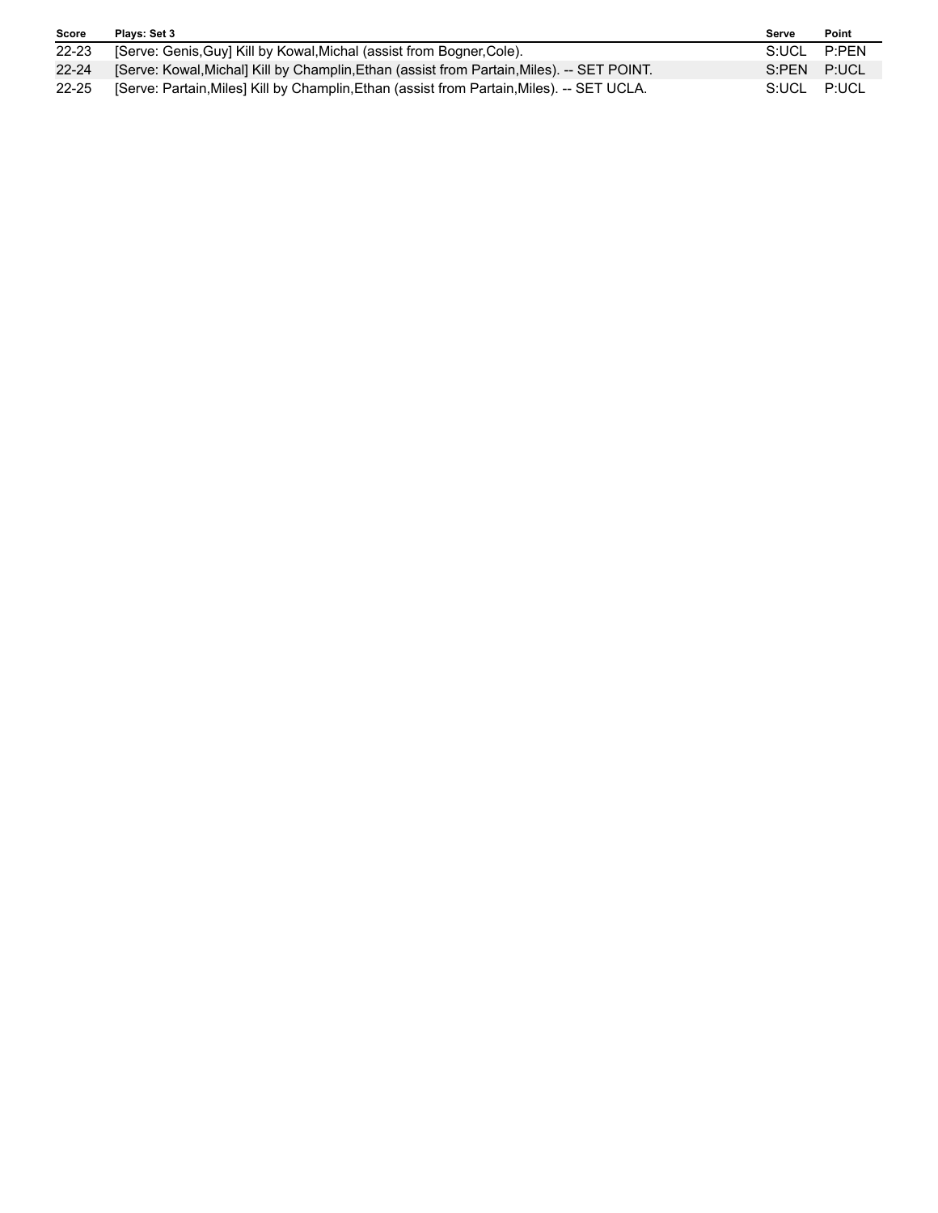| Score | Plays: Set 3 | Serve | Point |
| --- | --- | --- | --- |
| 22-23 | [Serve: Genis,Guy] Kill by Kowal,Michal (assist from Bogner,Cole). | S:UCL | P:PEN |
| 22-24 | [Serve: Kowal,Michal] Kill by Champlin,Ethan (assist from Partain,Miles). -- SET POINT. | S:PEN | P:UCL |
| 22-25 | [Serve: Partain,Miles] Kill by Champlin,Ethan (assist from Partain,Miles). -- SET UCLA. | S:UCL | P:UCL |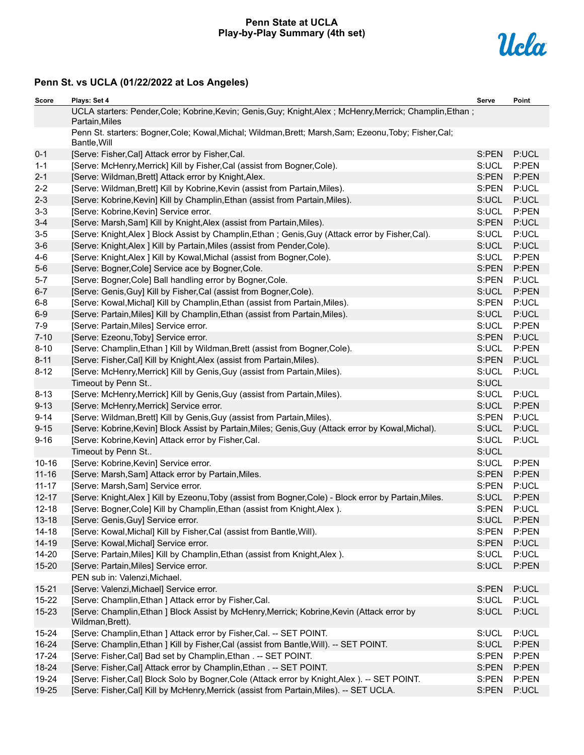# Penn State at UCLA
## Play-by-Play Summary (4th set)

### Penn St. vs UCLA (01/22/2022 at Los Angeles)

| Score | Plays: Set 4 | Serve | Point |
|---|---|---|---|
| | UCLA starters: Pender,Cole; Kobrine,Kevin; Genis,Guy; Knight,Alex ; McHenry,Merrick; Champlin,Ethan ; Partain,Miles | | |
| | Penn St. starters: Bogner,Cole; Kowal,Michal; Wildman,Brett; Marsh,Sam; Ezeonu,Toby; Fisher,Cal; Bantle,Will | | |
| 0-1 | [Serve: Fisher,Cal] Attack error by Fisher,Cal. | S:PEN | P:UCL |
| 1-1 | [Serve: McHenry,Merrick] Kill by Fisher,Cal (assist from Bogner,Cole). | S:UCL | P:PEN |
| 2-1 | [Serve: Wildman,Brett] Attack error by Knight,Alex. | S:PEN | P:PEN |
| 2-2 | [Serve: Wildman,Brett] Kill by Kobrine,Kevin (assist from Partain,Miles). | S:PEN | P:UCL |
| 2-3 | [Serve: Kobrine,Kevin] Kill by Champlin,Ethan (assist from Partain,Miles). | S:UCL | P:UCL |
| 3-3 | [Serve: Kobrine,Kevin] Service error. | S:UCL | P:PEN |
| 3-4 | [Serve: Marsh,Sam] Kill by Knight,Alex (assist from Partain,Miles). | S:PEN | P:UCL |
| 3-5 | [Serve: Knight,Alex ] Block Assist by Champlin,Ethan ; Genis,Guy (Attack error by Fisher,Cal). | S:UCL | P:UCL |
| 3-6 | [Serve: Knight,Alex ] Kill by Partain,Miles (assist from Pender,Cole). | S:UCL | P:UCL |
| 4-6 | [Serve: Knight,Alex ] Kill by Kowal,Michal (assist from Bogner,Cole). | S:UCL | P:PEN |
| 5-6 | [Serve: Bogner,Cole] Service ace by Bogner,Cole. | S:PEN | P:PEN |
| 5-7 | [Serve: Bogner,Cole] Ball handling error by Bogner,Cole. | S:PEN | P:UCL |
| 6-7 | [Serve: Genis,Guy] Kill by Fisher,Cal (assist from Bogner,Cole). | S:UCL | P:PEN |
| 6-8 | [Serve: Kowal,Michal] Kill by Champlin,Ethan (assist from Partain,Miles). | S:PEN | P:UCL |
| 6-9 | [Serve: Partain,Miles] Kill by Champlin,Ethan (assist from Partain,Miles). | S:UCL | P:UCL |
| 7-9 | [Serve: Partain,Miles] Service error. | S:UCL | P:PEN |
| 7-10 | [Serve: Ezeonu,Toby] Service error. | S:PEN | P:UCL |
| 8-10 | [Serve: Champlin,Ethan ] Kill by Wildman,Brett (assist from Bogner,Cole). | S:UCL | P:PEN |
| 8-11 | [Serve: Fisher,Cal] Kill by Knight,Alex (assist from Partain,Miles). | S:PEN | P:UCL |
| 8-12 | [Serve: McHenry,Merrick] Kill by Genis,Guy (assist from Partain,Miles). | S:UCL | P:UCL |
| | Timeout by Penn St.. | S:UCL | |
| 8-13 | [Serve: McHenry,Merrick] Kill by Genis,Guy (assist from Partain,Miles). | S:UCL | P:UCL |
| 9-13 | [Serve: McHenry,Merrick] Service error. | S:UCL | P:PEN |
| 9-14 | [Serve: Wildman,Brett] Kill by Genis,Guy (assist from Partain,Miles). | S:PEN | P:UCL |
| 9-15 | [Serve: Kobrine,Kevin] Block Assist by Partain,Miles; Genis,Guy (Attack error by Kowal,Michal). | S:UCL | P:UCL |
| 9-16 | [Serve: Kobrine,Kevin] Attack error by Fisher,Cal. | S:UCL | P:UCL |
| | Timeout by Penn St.. | S:UCL | |
| 10-16 | [Serve: Kobrine,Kevin] Service error. | S:UCL | P:PEN |
| 11-16 | [Serve: Marsh,Sam] Attack error by Partain,Miles. | S:PEN | P:PEN |
| 11-17 | [Serve: Marsh,Sam] Service error. | S:PEN | P:UCL |
| 12-17 | [Serve: Knight,Alex ] Kill by Ezeonu,Toby (assist from Bogner,Cole) - Block error by Partain,Miles. | S:UCL | P:PEN |
| 12-18 | [Serve: Bogner,Cole] Kill by Champlin,Ethan (assist from Knight,Alex ). | S:PEN | P:UCL |
| 13-18 | [Serve: Genis,Guy] Service error. | S:UCL | P:PEN |
| 14-18 | [Serve: Kowal,Michal] Kill by Fisher,Cal (assist from Bantle,Will). | S:PEN | P:PEN |
| 14-19 | [Serve: Kowal,Michal] Service error. | S:PEN | P:UCL |
| 14-20 | [Serve: Partain,Miles] Kill by Champlin,Ethan (assist from Knight,Alex ). | S:UCL | P:UCL |
| 15-20 | [Serve: Partain,Miles] Service error. | S:UCL | P:PEN |
| | PEN sub in: Valenzi,Michael. | | |
| 15-21 | [Serve: Valenzi,Michael] Service error. | S:PEN | P:UCL |
| 15-22 | [Serve: Champlin,Ethan ] Attack error by Fisher,Cal. | S:UCL | P:UCL |
| 15-23 | [Serve: Champlin,Ethan ] Block Assist by McHenry,Merrick; Kobrine,Kevin (Attack error by Wildman,Brett). | S:UCL | P:UCL |
| 15-24 | [Serve: Champlin,Ethan ] Attack error by Fisher,Cal. -- SET POINT. | S:UCL | P:UCL |
| 16-24 | [Serve: Champlin,Ethan ] Kill by Fisher,Cal (assist from Bantle,Will). -- SET POINT. | S:UCL | P:PEN |
| 17-24 | [Serve: Fisher,Cal] Bad set by Champlin,Ethan . -- SET POINT. | S:PEN | P:PEN |
| 18-24 | [Serve: Fisher,Cal] Attack error by Champlin,Ethan . -- SET POINT. | S:PEN | P:PEN |
| 19-24 | [Serve: Fisher,Cal] Block Solo by Bogner,Cole (Attack error by Knight,Alex ). -- SET POINT. | S:PEN | P:PEN |
| 19-25 | [Serve: Fisher,Cal] Kill by McHenry,Merrick (assist from Partain,Miles). -- SET UCLA. | S:PEN | P:UCL |